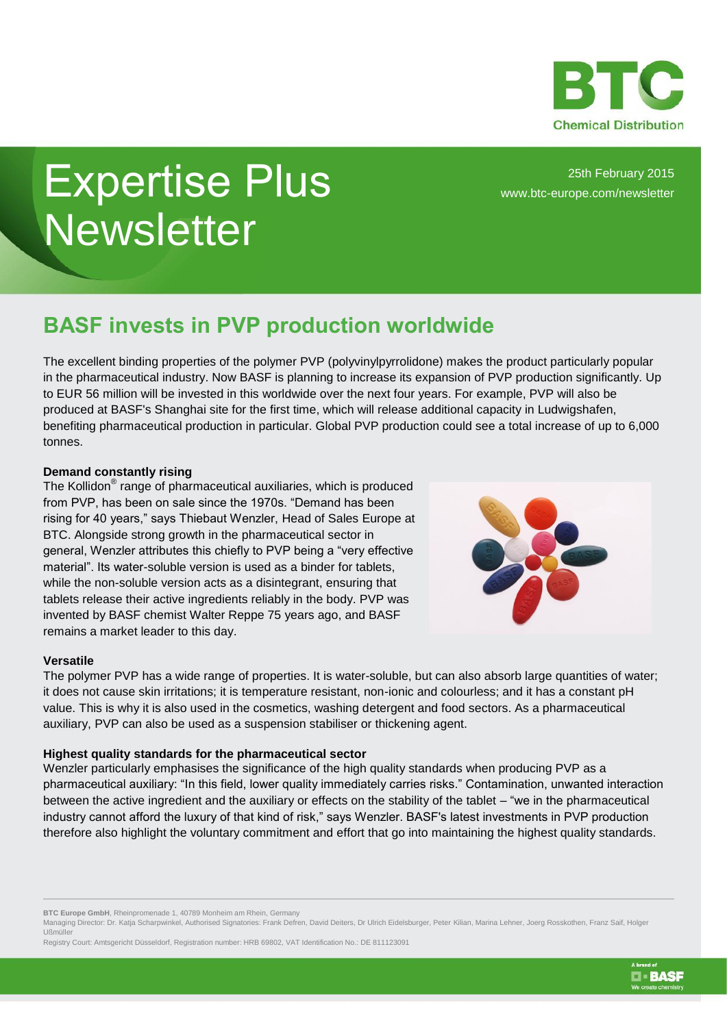# Expertise Plus Newsletter

25th February 2015
www.btc-europe.com/newsletter

## BASF invests in PVP production worldwide

The excellent binding properties of the polymer PVP (polyvinylpyrrolidone) makes the product particularly popular in the pharmaceutical industry. Now BASF is planning to increase its expansion of PVP production significantly. Up to EUR 56 million will be invested in this worldwide over the next four years. For example, PVP will also be produced at BASF's Shanghai site for the first time, which will release additional capacity in Ludwigshafen, benefiting pharmaceutical production in particular. Global PVP production could see a total increase of up to 6,000 tonnes.

**Demand constantly rising**

The Kollidon® range of pharmaceutical auxiliaries, which is produced from PVP, has been on sale since the 1970s. "Demand has been rising for 40 years," says Thiebaut Wenzler, Head of Sales Europe at BTC. Alongside strong growth in the pharmaceutical sector in general, Wenzler attributes this chiefly to PVP being a "very effective material". Its water-soluble version is used as a binder for tablets, while the non-soluble version acts as a disintegrant, ensuring that tablets release their active ingredients reliably in the body. PVP was invented by BASF chemist Walter Reppe 75 years ago, and BASF remains a market leader to this day.

**Versatile**

The polymer PVP has a wide range of properties. It is water-soluble, but can also absorb large quantities of water; it does not cause skin irritations; it is temperature resistant, non-ionic and colourless; and it has a constant pH value. This is why it is also used in the cosmetics, washing detergent and food sectors. As a pharmaceutical auxiliary, PVP can also be used as a suspension stabiliser or thickening agent.

**Highest quality standards for the pharmaceutical sector**

Wenzler particularly emphasises the significance of the high quality standards when producing PVP as a pharmaceutical auxiliary: "In this field, lower quality immediately carries risks." Contamination, unwanted interaction between the active ingredient and the auxiliary or effects on the stability of the tablet – "we in the pharmaceutical industry cannot afford the luxury of that kind of risk," says Wenzler. BASF's latest investments in PVP production therefore also highlight the voluntary commitment and effort that go into maintaining the highest quality standards.

**BTC Europe GmbH**, Rheinpromenade 1, 40789 Monheim am Rhein, Germany
Managing Director: Dr. Katja Scharpwinkel, Authorised Signatories: Frank Defren, David Deiters, Dr Ulrich Eidelsburger, Peter Kilian, Marina Lehner, Joerg Rosskothen, Franz Saif, Holger Ußmüller
Registry Court: Amtsgericht Düsseldorf, Registration number: HRB 69802, VAT Identification No.: DE 811123091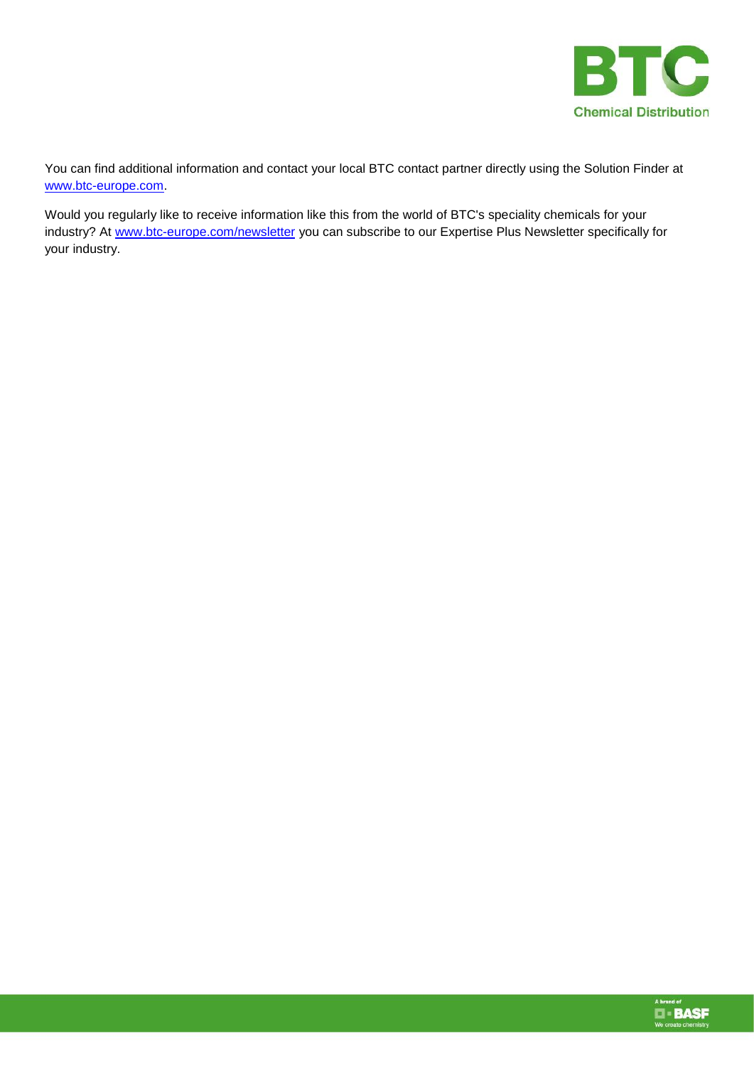You can find additional information and contact your local BTC contact partner directly using the Solution Finder at www.btc-europe.com.

Would you regularly like to receive information like this from the world of BTC's speciality chemicals for your industry? At www.btc-europe.com/newsletter you can subscribe to our Expertise Plus Newsletter specifically for your industry.